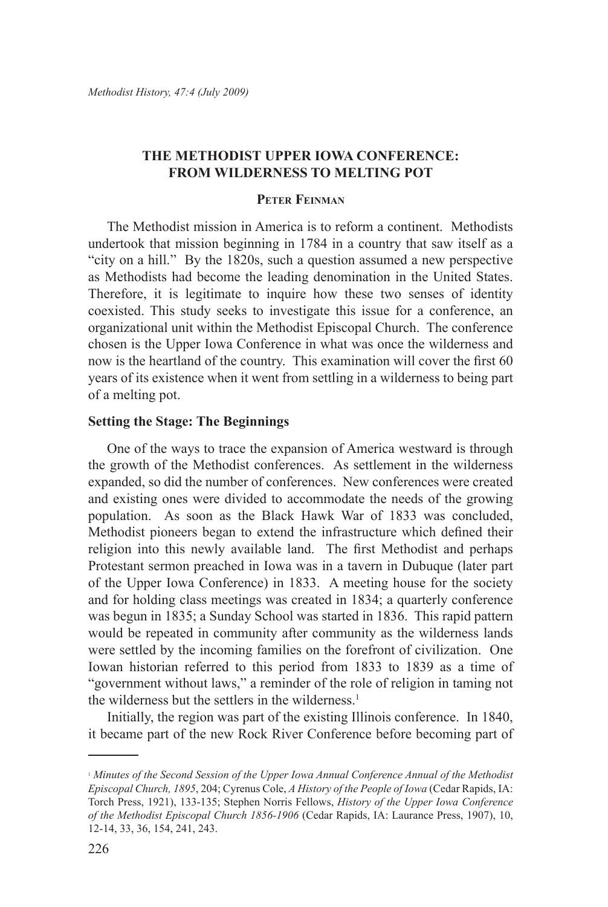# THE METHODIST UPPER IOWA CONFERENCE: FROM WILDERNESS TO MELTING POT

**Peter Feinman**

The Methodist mission in America is to reform a continent. Methodists undertook that mission beginning in 1784 in a country that saw itself as a "city on a hill." By the 1820s, such a question assumed a new perspective as Methodists had become the leading denomination in the United States. Therefore, it is legitimate to inquire how these two senses of identity coexisted. This study seeks to investigate this issue for a conference, an organizational unit within the Methodist Episcopal Church. The conference chosen is the Upper Iowa Conference in what was once the wilderness and now is the heartland of the country. This examination will cover the first 60 years of its existence when it went from settling in a wilderness to being part of a melting pot.

## Setting the Stage: The Beginnings

One of the ways to trace the expansion of America westward is through the growth of the Methodist conferences. As settlement in the wilderness expanded, so did the number of conferences. New conferences were created and existing ones were divided to accommodate the needs of the growing population. As soon as the Black Hawk War of 1833 was concluded, Methodist pioneers began to extend the infrastructure which defined their religion into this newly available land. The first Methodist and perhaps Protestant sermon preached in Iowa was in a tavern in Dubuque (later part of the Upper Iowa Conference) in 1833. A meeting house for the society and for holding class meetings was created in 1834; a quarterly conference was begun in 1835; a Sunday School was started in 1836. This rapid pattern would be repeated in community after community as the wilderness lands were settled by the incoming families on the forefront of civilization. One Iowan historian referred to this period from 1833 to 1839 as a time of "government without laws," a reminder of the role of religion in taming not the wilderness but the settlers in the wilderness.[1]

Initially, the region was part of the existing Illinois conference. In 1840, it became part of the new Rock River Conference before becoming part of

---

[1] *Minutes of the Second Session of the Upper Iowa Annual Conference Annual of the Methodist Episcopal Church, 1895*, 204; Cyrenus Cole, *A History of the People of Iowa* (Cedar Rapids, IA: Torch Press, 1921), 133-135; Stephen Norris Fellows, *History of the Upper Iowa Conference of the Methodist Episcopal Church 1856-1906* (Cedar Rapids, IA: Laurance Press, 1907), 10, 12-14, 33, 36, 154, 241, 243.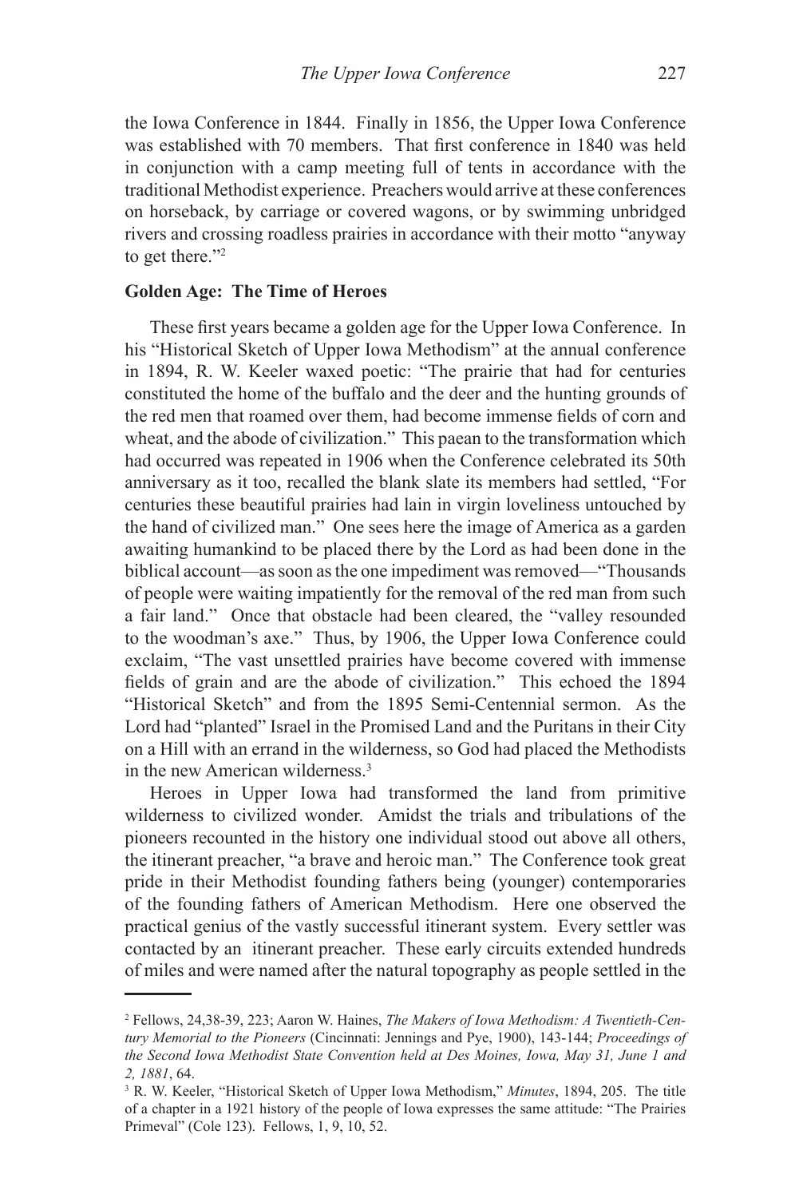the Iowa Conference in 1844. Finally in 1856, the Upper Iowa Conference was established with 70 members. That first conference in 1840 was held in conjunction with a camp meeting full of tents in accordance with the traditional Methodist experience. Preachers would arrive at these conferences on horseback, by carriage or covered wagons, or by swimming unbridged rivers and crossing roadless prairies in accordance with their motto "anyway to get there."[2]

**Golden Age: The Time of Heroes**

These first years became a golden age for the Upper Iowa Conference. In his "Historical Sketch of Upper Iowa Methodism" at the annual conference in 1894, R. W. Keeler waxed poetic: "The prairie that had for centuries constituted the home of the buffalo and the deer and the hunting grounds of the red men that roamed over them, had become immense fields of corn and wheat, and the abode of civilization." This paean to the transformation which had occurred was repeated in 1906 when the Conference celebrated its 50th anniversary as it too, recalled the blank slate its members had settled, "For centuries these beautiful prairies had lain in virgin loveliness untouched by the hand of civilized man." One sees here the image of America as a garden awaiting humankind to be placed there by the Lord as had been done in the biblical account—as soon as the one impediment was removed—"Thousands of people were waiting impatiently for the removal of the red man from such a fair land." Once that obstacle had been cleared, the "valley resounded to the woodman's axe." Thus, by 1906, the Upper Iowa Conference could exclaim, "The vast unsettled prairies have become covered with immense fields of grain and are the abode of civilization." This echoed the 1894 "Historical Sketch" and from the 1895 Semi-Centennial sermon. As the Lord had "planted" Israel in the Promised Land and the Puritans in their City on a Hill with an errand in the wilderness, so God had placed the Methodists in the new American wilderness.[3]

Heroes in Upper Iowa had transformed the land from primitive wilderness to civilized wonder. Amidst the trials and tribulations of the pioneers recounted in the history one individual stood out above all others, the itinerant preacher, "a brave and heroic man." The Conference took great pride in their Methodist founding fathers being (younger) contemporaries of the founding fathers of American Methodism. Here one observed the practical genius of the vastly successful itinerant system. Every settler was contacted by an itinerant preacher. These early circuits extended hundreds of miles and were named after the natural topography as people settled in the

---

[2] Fellows, 24,38-39, 223; Aaron W. Haines, *The Makers of Iowa Methodism: A Twentieth-Century Memorial to the Pioneers* (Cincinnati: Jennings and Pye, 1900), 143-144; *Proceedings of the Second Iowa Methodist State Convention held at Des Moines, Iowa, May 31, June 1 and 2, 1881*, 64.

[3] R. W. Keeler, "Historical Sketch of Upper Iowa Methodism," *Minutes*, 1894, 205. The title of a chapter in a 1921 history of the people of Iowa expresses the same attitude: "The Prairies Primeval" (Cole 123). Fellows, 1, 9, 10, 52.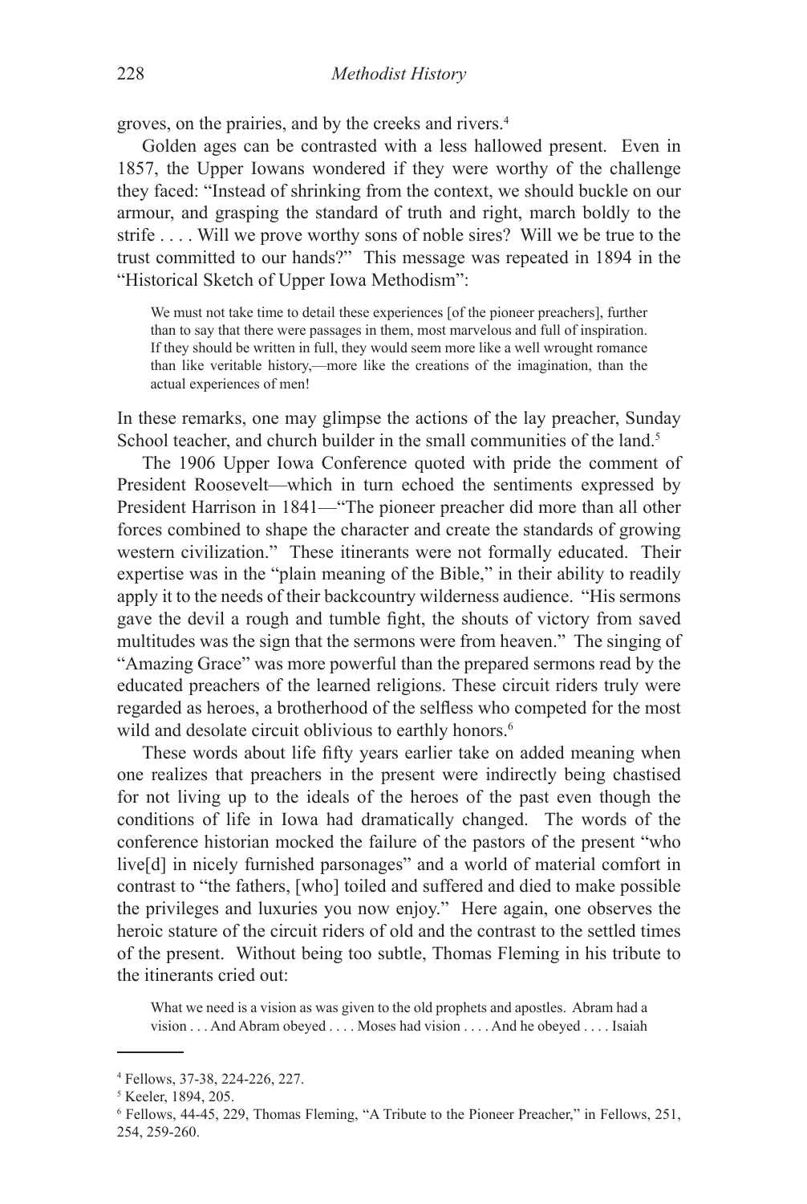groves, on the prairies, and by the creeks and rivers.[4]

Golden ages can be contrasted with a less hallowed present. Even in 1857, the Upper Iowans wondered if they were worthy of the challenge they faced: "Instead of shrinking from the context, we should buckle on our armour, and grasping the standard of truth and right, march boldly to the strife . . . . Will we prove worthy sons of noble sires? Will we be true to the trust committed to our hands?" This message was repeated in 1894 in the "Historical Sketch of Upper Iowa Methodism":

> We must not take time to detail these experiences [of the pioneer preachers], further than to say that there were passages in them, most marvelous and full of inspiration. If they should be written in full, they would seem more like a well wrought romance than like veritable history,—more like the creations of the imagination, than the actual experiences of men!

In these remarks, one may glimpse the actions of the lay preacher, Sunday School teacher, and church builder in the small communities of the land.[5]

The 1906 Upper Iowa Conference quoted with pride the comment of President Roosevelt—which in turn echoed the sentiments expressed by President Harrison in 1841—"The pioneer preacher did more than all other forces combined to shape the character and create the standards of growing western civilization." These itinerants were not formally educated. Their expertise was in the "plain meaning of the Bible," in their ability to readily apply it to the needs of their backcountry wilderness audience. "His sermons gave the devil a rough and tumble fight, the shouts of victory from saved multitudes was the sign that the sermons were from heaven." The singing of "Amazing Grace" was more powerful than the prepared sermons read by the educated preachers of the learned religions. These circuit riders truly were regarded as heroes, a brotherhood of the selfless who competed for the most wild and desolate circuit oblivious to earthly honors.[6]

These words about life fifty years earlier take on added meaning when one realizes that preachers in the present were indirectly being chastised for not living up to the ideals of the heroes of the past even though the conditions of life in Iowa had dramatically changed. The words of the conference historian mocked the failure of the pastors of the present "who live[d] in nicely furnished parsonages" and a world of material comfort in contrast to "the fathers, [who] toiled and suffered and died to make possible the privileges and luxuries you now enjoy." Here again, one observes the heroic stature of the circuit riders of old and the contrast to the settled times of the present. Without being too subtle, Thomas Fleming in his tribute to the itinerants cried out:

> What we need is a vision as was given to the old prophets and apostles. Abram had a vision . . . And Abram obeyed . . . . Moses had vision . . . . And he obeyed . . . . Isaiah

---

[4] Fellows, 37-38, 224-226, 227.

[5] Keeler, 1894, 205.

[6] Fellows, 44-45, 229, Thomas Fleming, "A Tribute to the Pioneer Preacher," in Fellows, 251, 254, 259-260.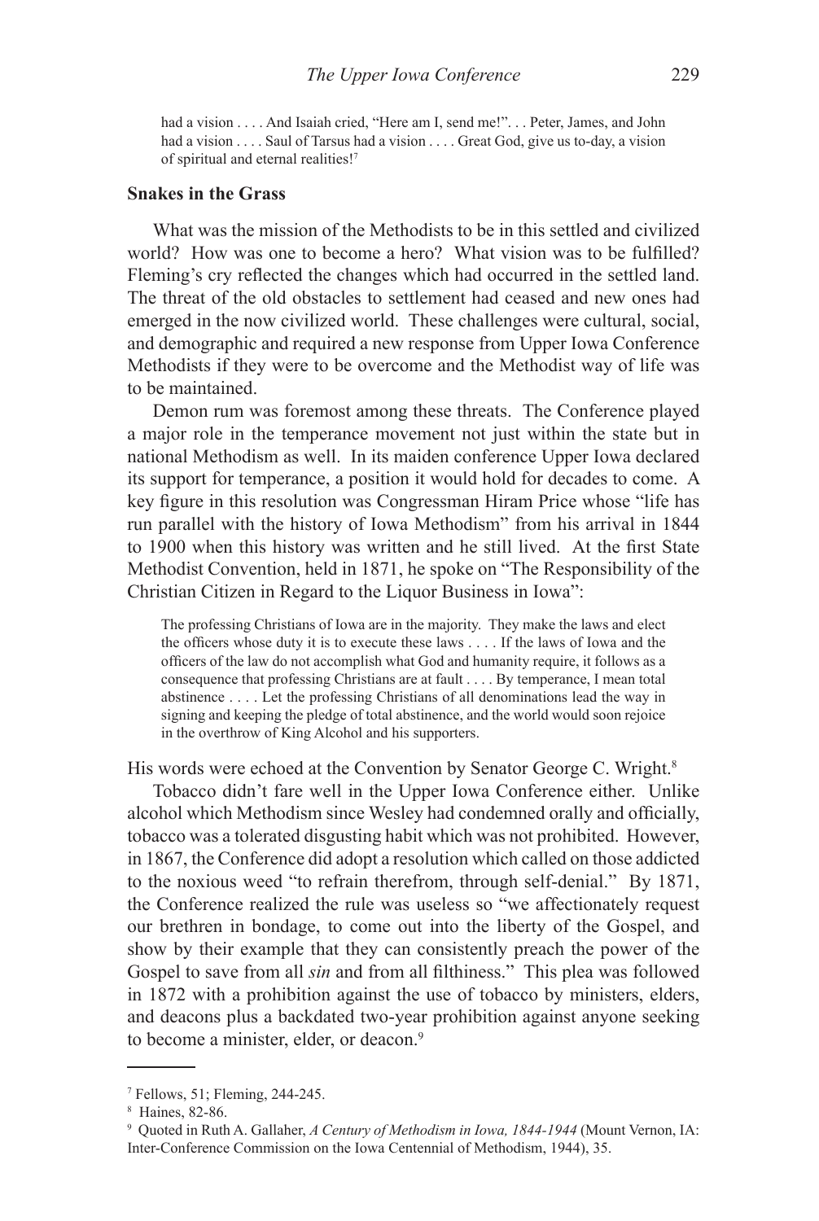> had a vision . . . . And Isaiah cried, "Here am I, send me!". . . Peter, James, and John had a vision . . . . Saul of Tarsus had a vision . . . . Great God, give us to-day, a vision of spiritual and eternal realities![7]

### Snakes in the Grass

What was the mission of the Methodists to be in this settled and civilized world? How was one to become a hero? What vision was to be fulfilled? Fleming's cry reflected the changes which had occurred in the settled land. The threat of the old obstacles to settlement had ceased and new ones had emerged in the now civilized world. These challenges were cultural, social, and demographic and required a new response from Upper Iowa Conference Methodists if they were to be overcome and the Methodist way of life was to be maintained.

Demon rum was foremost among these threats. The Conference played a major role in the temperance movement not just within the state but in national Methodism as well. In its maiden conference Upper Iowa declared its support for temperance, a position it would hold for decades to come. A key figure in this resolution was Congressman Hiram Price whose "life has run parallel with the history of Iowa Methodism" from his arrival in 1844 to 1900 when this history was written and he still lived. At the first State Methodist Convention, held in 1871, he spoke on "The Responsibility of the Christian Citizen in Regard to the Liquor Business in Iowa":

> The professing Christians of Iowa are in the majority. They make the laws and elect the officers whose duty it is to execute these laws . . . . If the laws of Iowa and the officers of the law do not accomplish what God and humanity require, it follows as a consequence that professing Christians are at fault . . . . By temperance, I mean total abstinence . . . . Let the professing Christians of all denominations lead the way in signing and keeping the pledge of total abstinence, and the world would soon rejoice in the overthrow of King Alcohol and his supporters.

His words were echoed at the Convention by Senator George C. Wright.[8]

Tobacco didn't fare well in the Upper Iowa Conference either. Unlike alcohol which Methodism since Wesley had condemned orally and officially, tobacco was a tolerated disgusting habit which was not prohibited. However, in 1867, the Conference did adopt a resolution which called on those addicted to the noxious weed "to refrain therefrom, through self-denial." By 1871, the Conference realized the rule was useless so "we affectionately request our brethren in bondage, to come out into the liberty of the Gospel, and show by their example that they can consistently preach the power of the Gospel to save from all *sin* and from all filthiness." This plea was followed in 1872 with a prohibition against the use of tobacco by ministers, elders, and deacons plus a backdated two-year prohibition against anyone seeking to become a minister, elder, or deacon.[9]

---

[7] Fellows, 51; Fleming, 244-245.

[8] Haines, 82-86.

[9] Quoted in Ruth A. Gallaher, *A Century of Methodism in Iowa, 1844-1944* (Mount Vernon, IA: Inter-Conference Commission on the Iowa Centennial of Methodism, 1944), 35.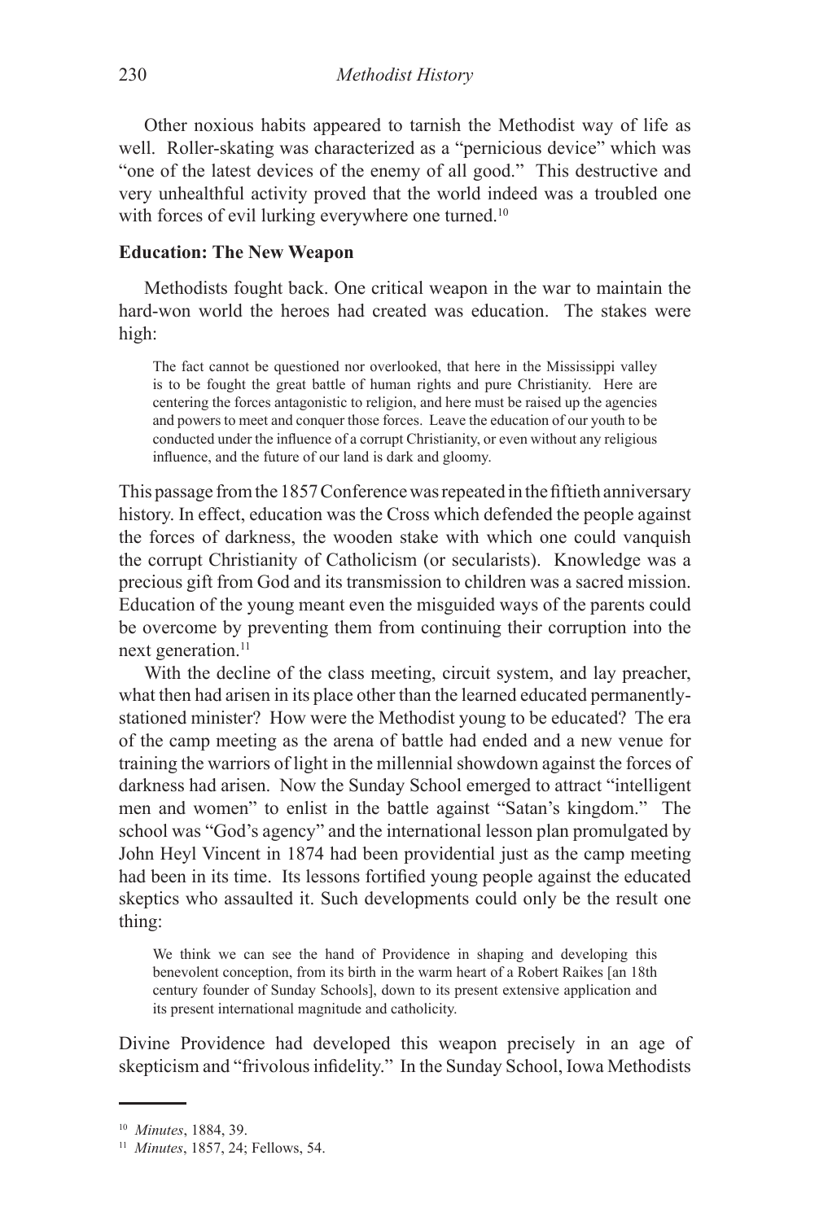Other noxious habits appeared to tarnish the Methodist way of life as well. Roller-skating was characterized as a "pernicious device" which was "one of the latest devices of the enemy of all good." This destructive and very unhealthful activity proved that the world indeed was a troubled one with forces of evil lurking everywhere one turned.[10]

**Education: The New Weapon**

Methodists fought back. One critical weapon in the war to maintain the hard-won world the heroes had created was education. The stakes were high:

> The fact cannot be questioned nor overlooked, that here in the Mississippi valley is to be fought the great battle of human rights and pure Christianity. Here are centering the forces antagonistic to religion, and here must be raised up the agencies and powers to meet and conquer those forces. Leave the education of our youth to be conducted under the influence of a corrupt Christianity, or even without any religious influence, and the future of our land is dark and gloomy.

This passage from the 1857 Conference was repeated in the fiftieth anniversary history. In effect, education was the Cross which defended the people against the forces of darkness, the wooden stake with which one could vanquish the corrupt Christianity of Catholicism (or secularists). Knowledge was a precious gift from God and its transmission to children was a sacred mission. Education of the young meant even the misguided ways of the parents could be overcome by preventing them from continuing their corruption into the next generation.[11]

With the decline of the class meeting, circuit system, and lay preacher, what then had arisen in its place other than the learned educated permanently-stationed minister? How were the Methodist young to be educated? The era of the camp meeting as the arena of battle had ended and a new venue for training the warriors of light in the millennial showdown against the forces of darkness had arisen. Now the Sunday School emerged to attract "intelligent men and women" to enlist in the battle against "Satan's kingdom." The school was "God's agency" and the international lesson plan promulgated by John Heyl Vincent in 1874 had been providential just as the camp meeting had been in its time. Its lessons fortified young people against the educated skeptics who assaulted it. Such developments could only be the result one thing:

> We think we can see the hand of Providence in shaping and developing this benevolent conception, from its birth in the warm heart of a Robert Raikes [an 18th century founder of Sunday Schools], down to its present extensive application and its present international magnitude and catholicity.

Divine Providence had developed this weapon precisely in an age of skepticism and "frivolous infidelity." In the Sunday School, Iowa Methodists

---

[10] *Minutes*, 1884, 39.

[11] *Minutes*, 1857, 24; Fellows, 54.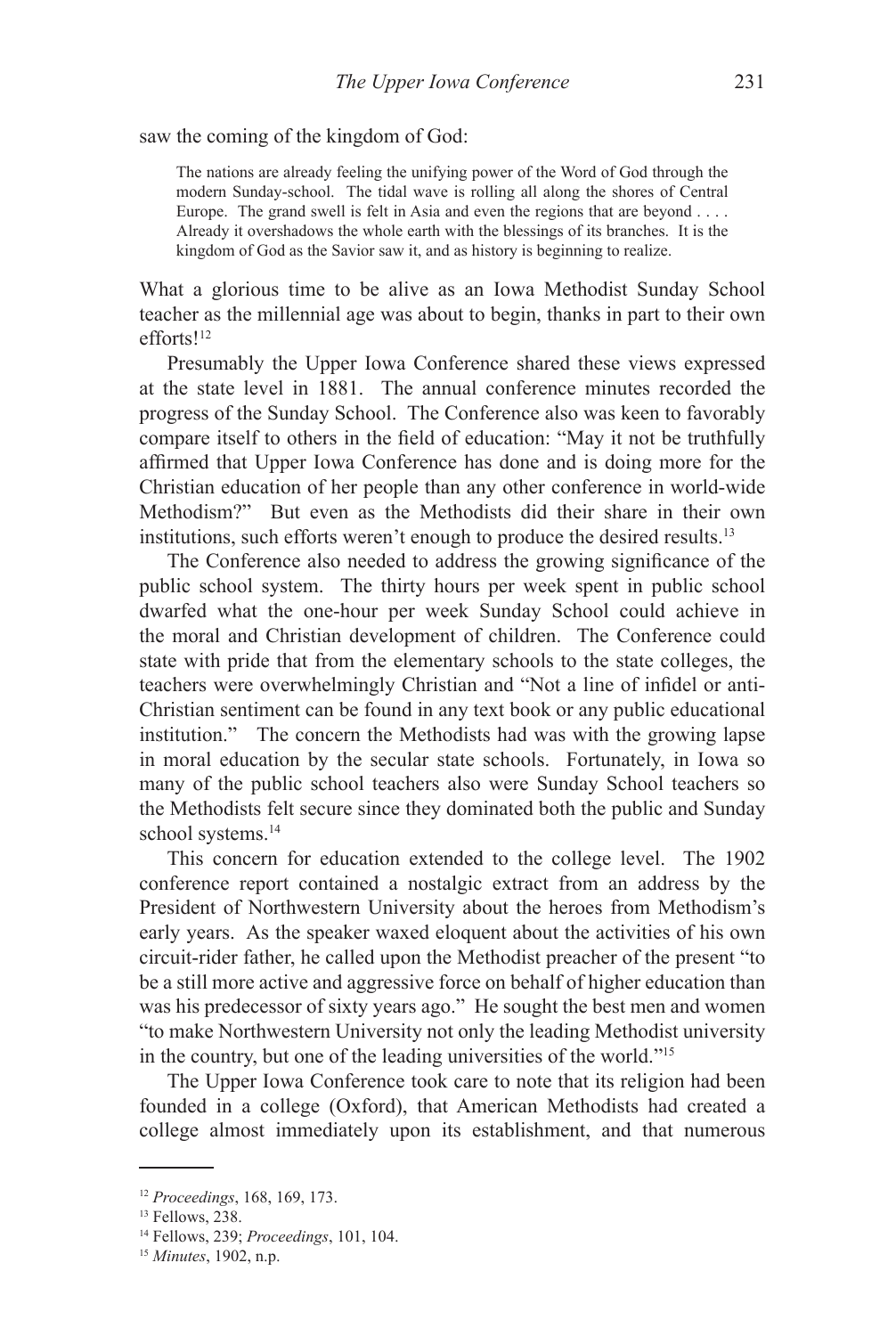saw the coming of the kingdom of God:

> The nations are already feeling the unifying power of the Word of God through the modern Sunday-school. The tidal wave is rolling all along the shores of Central Europe. The grand swell is felt in Asia and even the regions that are beyond . . . . Already it overshadows the whole earth with the blessings of its branches. It is the kingdom of God as the Savior saw it, and as history is beginning to realize.

What a glorious time to be alive as an Iowa Methodist Sunday School teacher as the millennial age was about to begin, thanks in part to their own efforts![12]

Presumably the Upper Iowa Conference shared these views expressed at the state level in 1881. The annual conference minutes recorded the progress of the Sunday School. The Conference also was keen to favorably compare itself to others in the field of education: "May it not be truthfully affirmed that Upper Iowa Conference has done and is doing more for the Christian education of her people than any other conference in world-wide Methodism?" But even as the Methodists did their share in their own institutions, such efforts weren't enough to produce the desired results.[13]

The Conference also needed to address the growing significance of the public school system. The thirty hours per week spent in public school dwarfed what the one-hour per week Sunday School could achieve in the moral and Christian development of children. The Conference could state with pride that from the elementary schools to the state colleges, the teachers were overwhelmingly Christian and "Not a line of infidel or anti-Christian sentiment can be found in any text book or any public educational institution." The concern the Methodists had was with the growing lapse in moral education by the secular state schools. Fortunately, in Iowa so many of the public school teachers also were Sunday School teachers so the Methodists felt secure since they dominated both the public and Sunday school systems.[14]

This concern for education extended to the college level. The 1902 conference report contained a nostalgic extract from an address by the President of Northwestern University about the heroes from Methodism's early years. As the speaker waxed eloquent about the activities of his own circuit-rider father, he called upon the Methodist preacher of the present "to be a still more active and aggressive force on behalf of higher education than was his predecessor of sixty years ago." He sought the best men and women "to make Northwestern University not only the leading Methodist university in the country, but one of the leading universities of the world."[15]

The Upper Iowa Conference took care to note that its religion had been founded in a college (Oxford), that American Methodists had created a college almost immediately upon its establishment, and that numerous

---

[12] *Proceedings*, 168, 169, 173.

[13] Fellows, 238.

[14] Fellows, 239; *Proceedings*, 101, 104.

[15] *Minutes*, 1902, n.p.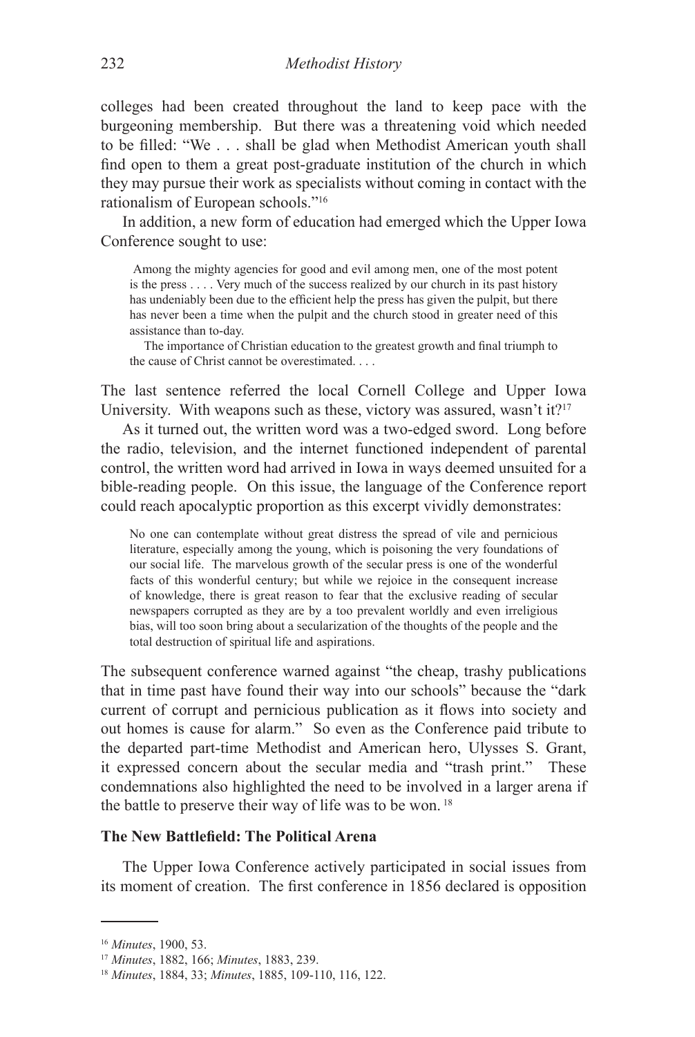colleges had been created throughout the land to keep pace with the burgeoning membership. But there was a threatening void which needed to be filled: "We . . . shall be glad when Methodist American youth shall find open to them a great post-graduate institution of the church in which they may pursue their work as specialists without coming in contact with the rationalism of European schools."[16]

In addition, a new form of education had emerged which the Upper Iowa Conference sought to use:

> Among the mighty agencies for good and evil among men, one of the most potent is the press . . . . Very much of the success realized by our church in its past history has undeniably been due to the efficient help the press has given the pulpit, but there has never been a time when the pulpit and the church stood in greater need of this assistance than to-day.
>
> The importance of Christian education to the greatest growth and final triumph to the cause of Christ cannot be overestimated. . . .

The last sentence referred the local Cornell College and Upper Iowa University. With weapons such as these, victory was assured, wasn't it?[17]

As it turned out, the written word was a two-edged sword. Long before the radio, television, and the internet functioned independent of parental control, the written word had arrived in Iowa in ways deemed unsuited for a bible-reading people. On this issue, the language of the Conference report could reach apocalyptic proportion as this excerpt vividly demonstrates:

> No one can contemplate without great distress the spread of vile and pernicious literature, especially among the young, which is poisoning the very foundations of our social life. The marvelous growth of the secular press is one of the wonderful facts of this wonderful century; but while we rejoice in the consequent increase of knowledge, there is great reason to fear that the exclusive reading of secular newspapers corrupted as they are by a too prevalent worldly and even irreligious bias, will too soon bring about a secularization of the thoughts of the people and the total destruction of spiritual life and aspirations.

The subsequent conference warned against "the cheap, trashy publications that in time past have found their way into our schools" because the "dark current of corrupt and pernicious publication as it flows into society and out homes is cause for alarm." So even as the Conference paid tribute to the departed part-time Methodist and American hero, Ulysses S. Grant, it expressed concern about the secular media and "trash print." These condemnations also highlighted the need to be involved in a larger arena if the battle to preserve their way of life was to be won.[18]

### The New Battlefield: The Political Arena

The Upper Iowa Conference actively participated in social issues from its moment of creation. The first conference in 1856 declared is opposition

---

[16] *Minutes*, 1900, 53.

[17] *Minutes*, 1882, 166; *Minutes*, 1883, 239.

[18] *Minutes*, 1884, 33; *Minutes*, 1885, 109-110, 116, 122.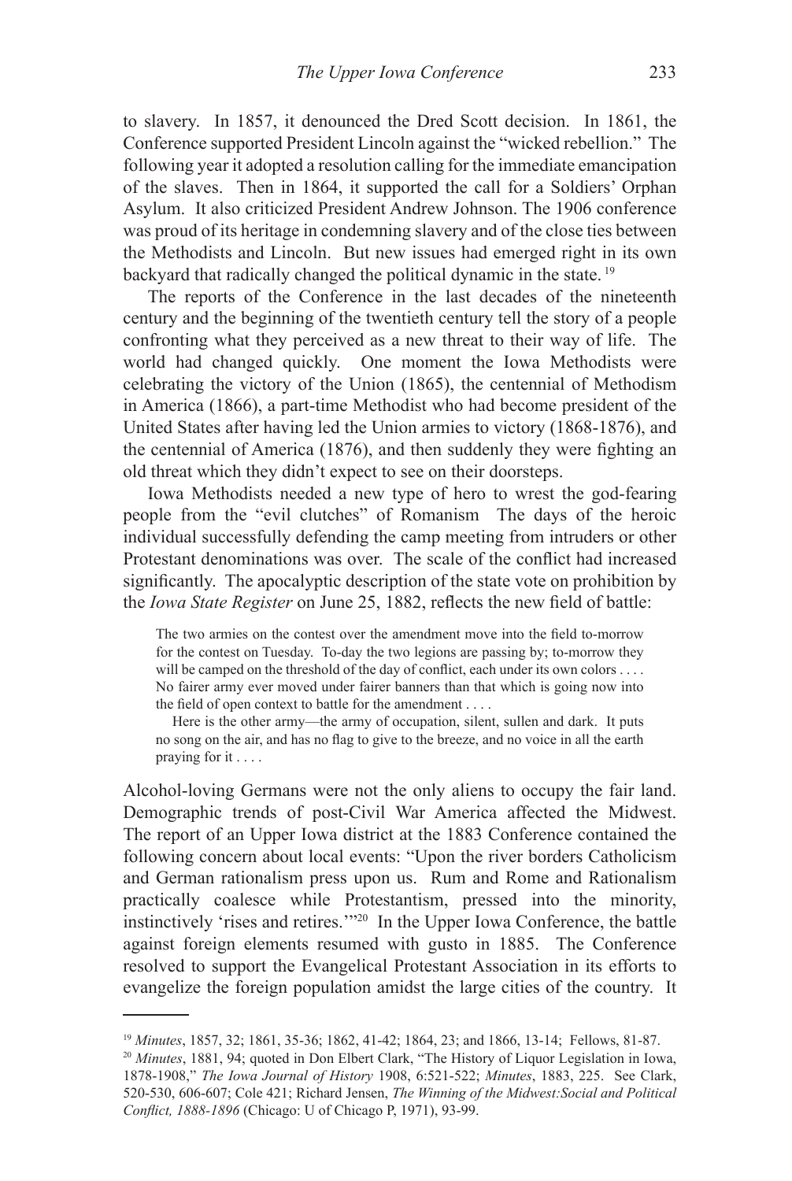to slavery. In 1857, it denounced the Dred Scott decision. In 1861, the Conference supported President Lincoln against the "wicked rebellion." The following year it adopted a resolution calling for the immediate emancipation of the slaves. Then in 1864, it supported the call for a Soldiers' Orphan Asylum. It also criticized President Andrew Johnson. The 1906 conference was proud of its heritage in condemning slavery and of the close ties between the Methodists and Lincoln. But new issues had emerged right in its own backyard that radically changed the political dynamic in the state.[19]

The reports of the Conference in the last decades of the nineteenth century and the beginning of the twentieth century tell the story of a people confronting what they perceived as a new threat to their way of life. The world had changed quickly. One moment the Iowa Methodists were celebrating the victory of the Union (1865), the centennial of Methodism in America (1866), a part-time Methodist who had become president of the United States after having led the Union armies to victory (1868-1876), and the centennial of America (1876), and then suddenly they were fighting an old threat which they didn't expect to see on their doorsteps.

Iowa Methodists needed a new type of hero to wrest the god-fearing people from the "evil clutches" of Romanism The days of the heroic individual successfully defending the camp meeting from intruders or other Protestant denominations was over. The scale of the conflict had increased significantly. The apocalyptic description of the state vote on prohibition by the *Iowa State Register* on June 25, 1882, reflects the new field of battle:

> The two armies on the contest over the amendment move into the field to-morrow for the contest on Tuesday. To-day the two legions are passing by; to-morrow they will be camped on the threshold of the day of conflict, each under its own colors . . . . No fairer army ever moved under fairer banners than that which is going now into the field of open context to battle for the amendment . . . .
>
> Here is the other army—the army of occupation, silent, sullen and dark. It puts no song on the air, and has no flag to give to the breeze, and no voice in all the earth praying for it . . . .

Alcohol-loving Germans were not the only aliens to occupy the fair land. Demographic trends of post-Civil War America affected the Midwest. The report of an Upper Iowa district at the 1883 Conference contained the following concern about local events: "Upon the river borders Catholicism and German rationalism press upon us. Rum and Rome and Rationalism practically coalesce while Protestantism, pressed into the minority, instinctively 'rises and retires.'"[20] In the Upper Iowa Conference, the battle against foreign elements resumed with gusto in 1885. The Conference resolved to support the Evangelical Protestant Association in its efforts to evangelize the foreign population amidst the large cities of the country. It

---

[19] *Minutes*, 1857, 32; 1861, 35-36; 1862, 41-42; 1864, 23; and 1866, 13-14; Fellows, 81-87.

[20] *Minutes*, 1881, 94; quoted in Don Elbert Clark, "The History of Liquor Legislation in Iowa, 1878-1908," *The Iowa Journal of History* 1908, 6:521-522; *Minutes*, 1883, 225. See Clark, 520-530, 606-607; Cole 421; Richard Jensen, *The Winning of the Midwest:Social and Political Conflict, 1888-1896* (Chicago: U of Chicago P, 1971), 93-99.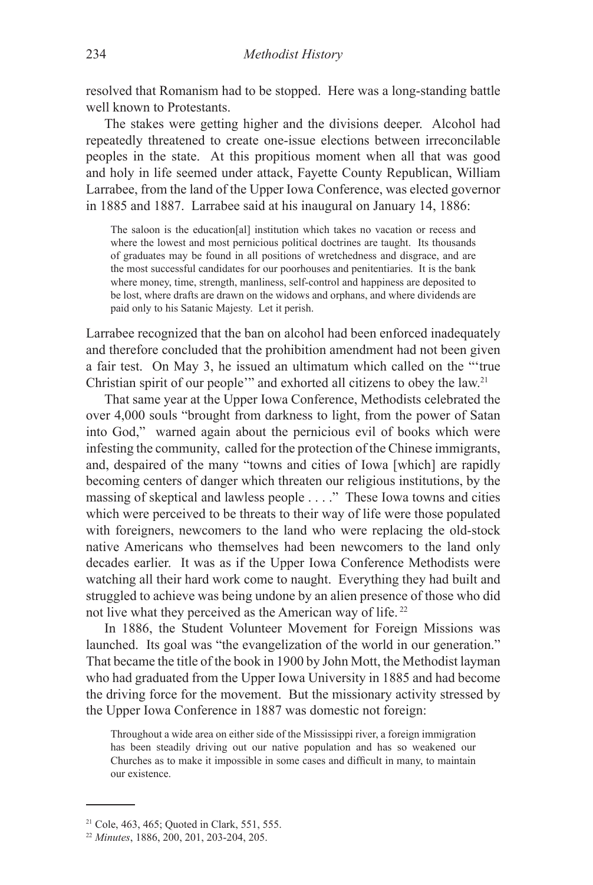resolved that Romanism had to be stopped. Here was a long-standing battle well known to Protestants.

The stakes were getting higher and the divisions deeper. Alcohol had repeatedly threatened to create one-issue elections between irreconcilable peoples in the state. At this propitious moment when all that was good and holy in life seemed under attack, Fayette County Republican, William Larrabee, from the land of the Upper Iowa Conference, was elected governor in 1885 and 1887. Larrabee said at his inaugural on January 14, 1886:

> The saloon is the education[al] institution which takes no vacation or recess and where the lowest and most pernicious political doctrines are taught. Its thousands of graduates may be found in all positions of wretchedness and disgrace, and are the most successful candidates for our poorhouses and penitentiaries. It is the bank where money, time, strength, manliness, self-control and happiness are deposited to be lost, where drafts are drawn on the widows and orphans, and where dividends are paid only to his Satanic Majesty. Let it perish.

Larrabee recognized that the ban on alcohol had been enforced inadequately and therefore concluded that the prohibition amendment had not been given a fair test. On May 3, he issued an ultimatum which called on the "'true Christian spirit of our people'" and exhorted all citizens to obey the law.[21]

That same year at the Upper Iowa Conference, Methodists celebrated the over 4,000 souls "brought from darkness to light, from the power of Satan into God," warned again about the pernicious evil of books which were infesting the community, called for the protection of the Chinese immigrants, and, despaired of the many "towns and cities of Iowa [which] are rapidly becoming centers of danger which threaten our religious institutions, by the massing of skeptical and lawless people . . . ." These Iowa towns and cities which were perceived to be threats to their way of life were those populated with foreigners, newcomers to the land who were replacing the old-stock native Americans who themselves had been newcomers to the land only decades earlier. It was as if the Upper Iowa Conference Methodists were watching all their hard work come to naught. Everything they had built and struggled to achieve was being undone by an alien presence of those who did not live what they perceived as the American way of life.[22]

In 1886, the Student Volunteer Movement for Foreign Missions was launched. Its goal was "the evangelization of the world in our generation." That became the title of the book in 1900 by John Mott, the Methodist layman who had graduated from the Upper Iowa University in 1885 and had become the driving force for the movement. But the missionary activity stressed by the Upper Iowa Conference in 1887 was domestic not foreign:

> Throughout a wide area on either side of the Mississippi river, a foreign immigration has been steadily driving out our native population and has so weakened our Churches as to make it impossible in some cases and difficult in many, to maintain our existence.

---

[21] Cole, 463, 465; Quoted in Clark, 551, 555.

[22] *Minutes*, 1886, 200, 201, 203-204, 205.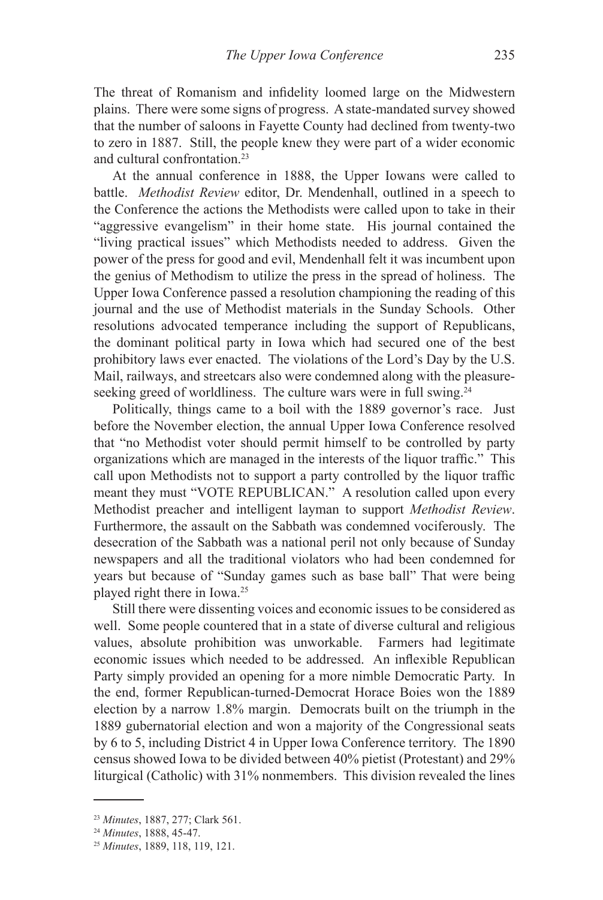The threat of Romanism and infidelity loomed large on the Midwestern plains. There were some signs of progress. A state-mandated survey showed that the number of saloons in Fayette County had declined from twenty-two to zero in 1887. Still, the people knew they were part of a wider economic and cultural confrontation.[23]

At the annual conference in 1888, the Upper Iowans were called to battle. *Methodist Review* editor, Dr. Mendenhall, outlined in a speech to the Conference the actions the Methodists were called upon to take in their "aggressive evangelism" in their home state. His journal contained the "living practical issues" which Methodists needed to address. Given the power of the press for good and evil, Mendenhall felt it was incumbent upon the genius of Methodism to utilize the press in the spread of holiness. The Upper Iowa Conference passed a resolution championing the reading of this journal and the use of Methodist materials in the Sunday Schools. Other resolutions advocated temperance including the support of Republicans, the dominant political party in Iowa which had secured one of the best prohibitory laws ever enacted. The violations of the Lord's Day by the U.S. Mail, railways, and streetcars also were condemned along with the pleasure-seeking greed of worldliness. The culture wars were in full swing.[24]

Politically, things came to a boil with the 1889 governor's race. Just before the November election, the annual Upper Iowa Conference resolved that "no Methodist voter should permit himself to be controlled by party organizations which are managed in the interests of the liquor traffic." This call upon Methodists not to support a party controlled by the liquor traffic meant they must "VOTE REPUBLICAN." A resolution called upon every Methodist preacher and intelligent layman to support *Methodist Review*. Furthermore, the assault on the Sabbath was condemned vociferously. The desecration of the Sabbath was a national peril not only because of Sunday newspapers and all the traditional violators who had been condemned for years but because of "Sunday games such as base ball" That were being played right there in Iowa.[25]

Still there were dissenting voices and economic issues to be considered as well. Some people countered that in a state of diverse cultural and religious values, absolute prohibition was unworkable. Farmers had legitimate economic issues which needed to be addressed. An inflexible Republican Party simply provided an opening for a more nimble Democratic Party. In the end, former Republican-turned-Democrat Horace Boies won the 1889 election by a narrow 1.8% margin. Democrats built on the triumph in the 1889 gubernatorial election and won a majority of the Congressional seats by 6 to 5, including District 4 in Upper Iowa Conference territory. The 1890 census showed Iowa to be divided between 40% pietist (Protestant) and 29% liturgical (Catholic) with 31% nonmembers. This division revealed the lines

---

[23] *Minutes*, 1887, 277; Clark 561.

[24] *Minutes*, 1888, 45-47.

[25] *Minutes*, 1889, 118, 119, 121.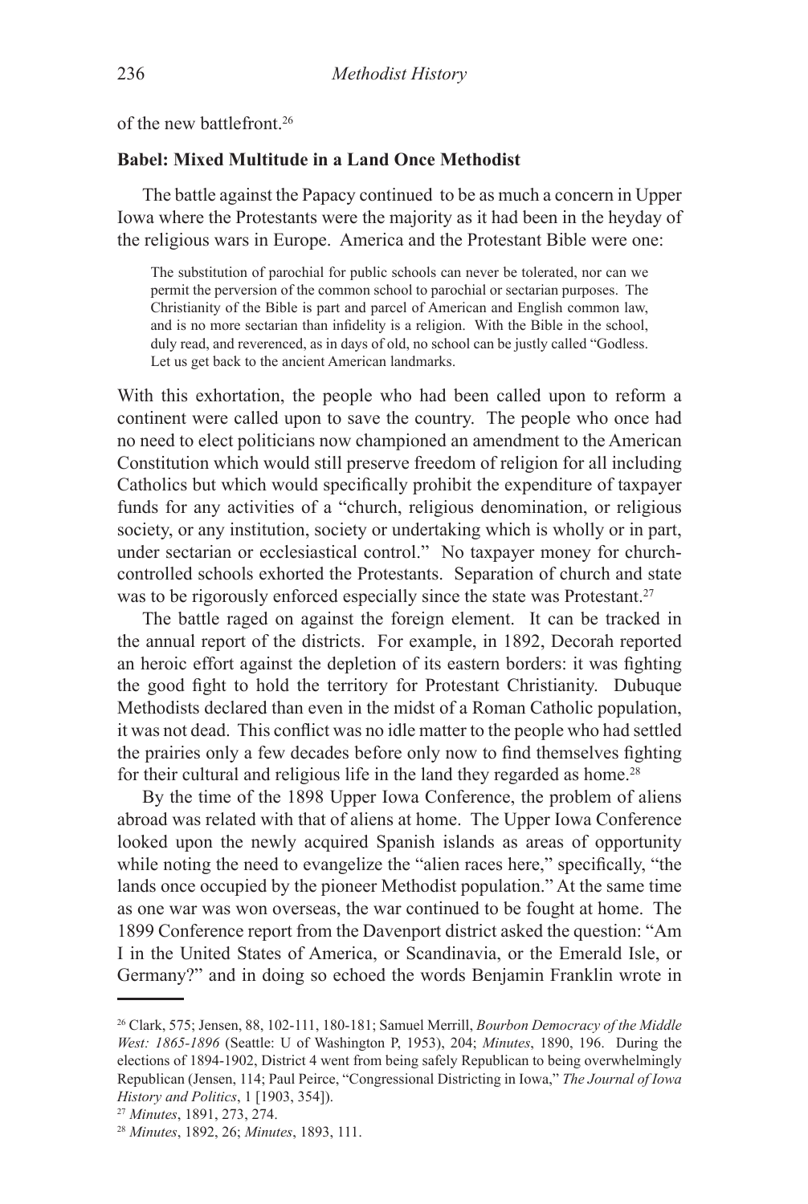of the new battlefront.[26]

**Babel: Mixed Multitude in a Land Once Methodist**

The battle against the Papacy continued to be as much a concern in Upper Iowa where the Protestants were the majority as it had been in the heyday of the religious wars in Europe. America and the Protestant Bible were one:

> The substitution of parochial for public schools can never be tolerated, nor can we permit the perversion of the common school to parochial or sectarian purposes. The Christianity of the Bible is part and parcel of American and English common law, and is no more sectarian than infidelity is a religion. With the Bible in the school, duly read, and reverenced, as in days of old, no school can be justly called "Godless. Let us get back to the ancient American landmarks.

With this exhortation, the people who had been called upon to reform a continent were called upon to save the country. The people who once had no need to elect politicians now championed an amendment to the American Constitution which would still preserve freedom of religion for all including Catholics but which would specifically prohibit the expenditure of taxpayer funds for any activities of a "church, religious denomination, or religious society, or any institution, society or undertaking which is wholly or in part, under sectarian or ecclesiastical control." No taxpayer money for church-controlled schools exhorted the Protestants. Separation of church and state was to be rigorously enforced especially since the state was Protestant.[27]

The battle raged on against the foreign element. It can be tracked in the annual report of the districts. For example, in 1892, Decorah reported an heroic effort against the depletion of its eastern borders: it was fighting the good fight to hold the territory for Protestant Christianity. Dubuque Methodists declared than even in the midst of a Roman Catholic population, it was not dead. This conflict was no idle matter to the people who had settled the prairies only a few decades before only now to find themselves fighting for their cultural and religious life in the land they regarded as home.[28]

By the time of the 1898 Upper Iowa Conference, the problem of aliens abroad was related with that of aliens at home. The Upper Iowa Conference looked upon the newly acquired Spanish islands as areas of opportunity while noting the need to evangelize the "alien races here," specifically, "the lands once occupied by the pioneer Methodist population." At the same time as one war was won overseas, the war continued to be fought at home. The 1899 Conference report from the Davenport district asked the question: "Am I in the United States of America, or Scandinavia, or the Emerald Isle, or Germany?" and in doing so echoed the words Benjamin Franklin wrote in

---

[26] Clark, 575; Jensen, 88, 102-111, 180-181; Samuel Merrill, *Bourbon Democracy of the Middle West: 1865-1896* (Seattle: U of Washington P, 1953), 204; *Minutes*, 1890, 196. During the elections of 1894-1902, District 4 went from being safely Republican to being overwhelmingly Republican (Jensen, 114; Paul Peirce, "Congressional Districting in Iowa," *The Journal of Iowa History and Politics*, 1 [1903, 354]).

[27] *Minutes*, 1891, 273, 274.

[28] *Minutes*, 1892, 26; *Minutes*, 1893, 111.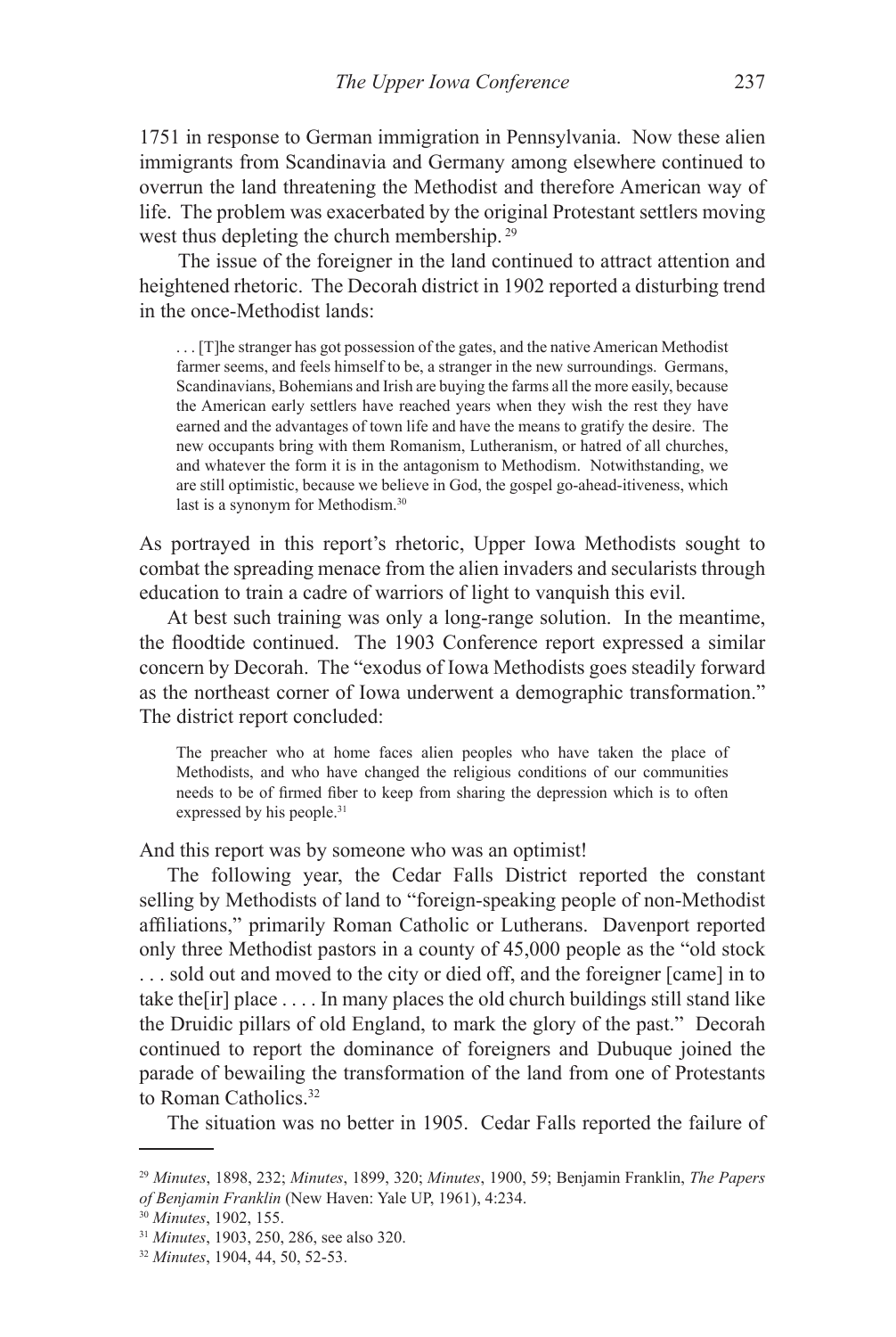1751 in response to German immigration in Pennsylvania. Now these alien immigrants from Scandinavia and Germany among elsewhere continued to overrun the land threatening the Methodist and therefore American way of life. The problem was exacerbated by the original Protestant settlers moving west thus depleting the church membership. [29]

The issue of the foreigner in the land continued to attract attention and heightened rhetoric. The Decorah district in 1902 reported a disturbing trend in the once-Methodist lands:

> . . . [T]he stranger has got possession of the gates, and the native American Methodist farmer seems, and feels himself to be, a stranger in the new surroundings. Germans, Scandinavians, Bohemians and Irish are buying the farms all the more easily, because the American early settlers have reached years when they wish the rest they have earned and the advantages of town life and have the means to gratify the desire. The new occupants bring with them Romanism, Lutheranism, or hatred of all churches, and whatever the form it is in the antagonism to Methodism. Notwithstanding, we are still optimistic, because we believe in God, the gospel go-ahead-itiveness, which last is a synonym for Methodism.[30]

As portrayed in this report's rhetoric, Upper Iowa Methodists sought to combat the spreading menace from the alien invaders and secularists through education to train a cadre of warriors of light to vanquish this evil.

At best such training was only a long-range solution. In the meantime, the floodtide continued. The 1903 Conference report expressed a similar concern by Decorah. The "exodus of Iowa Methodists goes steadily forward as the northeast corner of Iowa underwent a demographic transformation." The district report concluded:

> The preacher who at home faces alien peoples who have taken the place of Methodists, and who have changed the religious conditions of our communities needs to be of firmed fiber to keep from sharing the depression which is to often expressed by his people.[31]

And this report was by someone who was an optimist!

The following year, the Cedar Falls District reported the constant selling by Methodists of land to "foreign-speaking people of non-Methodist affiliations," primarily Roman Catholic or Lutherans. Davenport reported only three Methodist pastors in a county of 45,000 people as the "old stock . . . sold out and moved to the city or died off, and the foreigner [came] in to take the[ir] place . . . . In many places the old church buildings still stand like the Druidic pillars of old England, to mark the glory of the past." Decorah continued to report the dominance of foreigners and Dubuque joined the parade of bewailing the transformation of the land from one of Protestants to Roman Catholics.[32]

The situation was no better in 1905. Cedar Falls reported the failure of

---

[29] *Minutes*, 1898, 232; *Minutes*, 1899, 320; *Minutes*, 1900, 59; Benjamin Franklin, *The Papers of Benjamin Franklin* (New Haven: Yale UP, 1961), 4:234.

[30] *Minutes*, 1902, 155.

[31] *Minutes*, 1903, 250, 286, see also 320.

[32] *Minutes*, 1904, 44, 50, 52-53.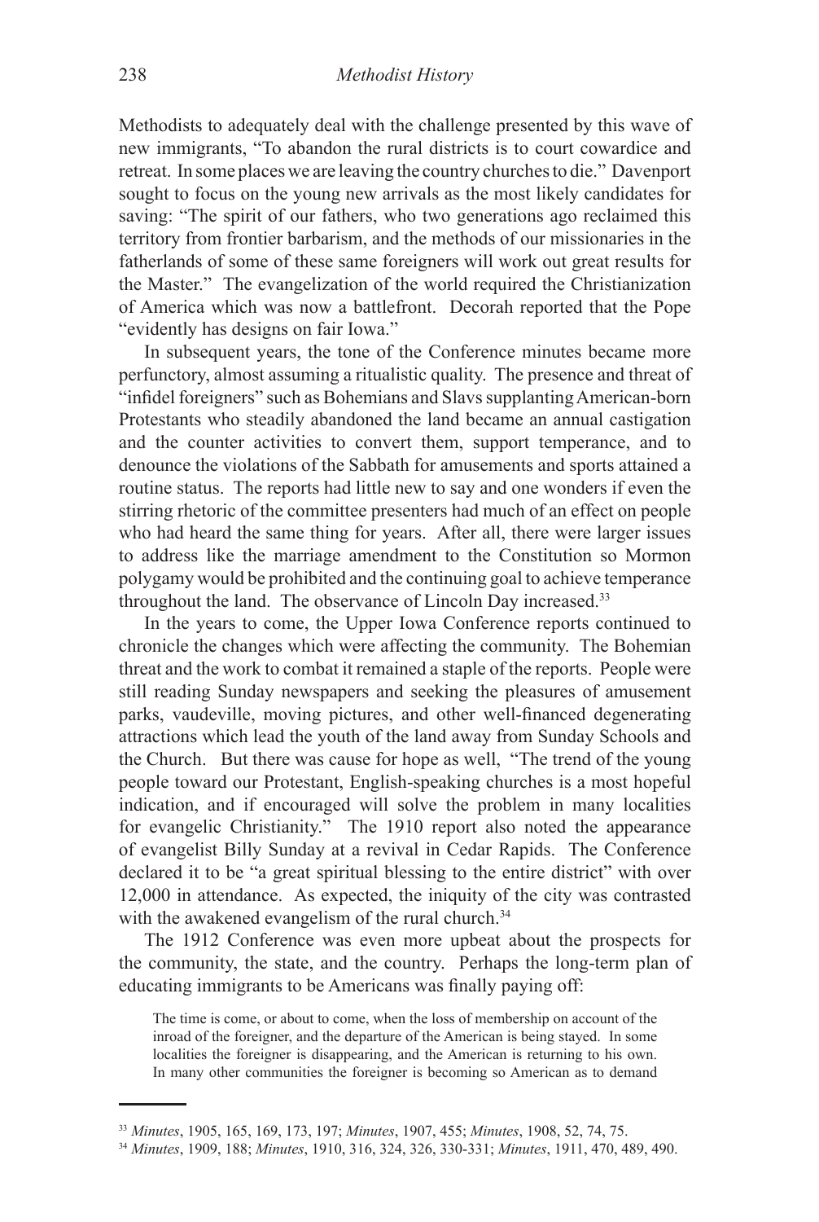Methodists to adequately deal with the challenge presented by this wave of new immigrants, "To abandon the rural districts is to court cowardice and retreat. In some places we are leaving the country churches to die." Davenport sought to focus on the young new arrivals as the most likely candidates for saving: "The spirit of our fathers, who two generations ago reclaimed this territory from frontier barbarism, and the methods of our missionaries in the fatherlands of some of these same foreigners will work out great results for the Master." The evangelization of the world required the Christianization of America which was now a battlefront. Decorah reported that the Pope "evidently has designs on fair Iowa."

In subsequent years, the tone of the Conference minutes became more perfunctory, almost assuming a ritualistic quality. The presence and threat of "infidel foreigners" such as Bohemians and Slavs supplanting American-born Protestants who steadily abandoned the land became an annual castigation and the counter activities to convert them, support temperance, and to denounce the violations of the Sabbath for amusements and sports attained a routine status. The reports had little new to say and one wonders if even the stirring rhetoric of the committee presenters had much of an effect on people who had heard the same thing for years. After all, there were larger issues to address like the marriage amendment to the Constitution so Mormon polygamy would be prohibited and the continuing goal to achieve temperance throughout the land. The observance of Lincoln Day increased.[33]

In the years to come, the Upper Iowa Conference reports continued to chronicle the changes which were affecting the community. The Bohemian threat and the work to combat it remained a staple of the reports. People were still reading Sunday newspapers and seeking the pleasures of amusement parks, vaudeville, moving pictures, and other well-financed degenerating attractions which lead the youth of the land away from Sunday Schools and the Church. But there was cause for hope as well, "The trend of the young people toward our Protestant, English-speaking churches is a most hopeful indication, and if encouraged will solve the problem in many localities for evangelic Christianity." The 1910 report also noted the appearance of evangelist Billy Sunday at a revival in Cedar Rapids. The Conference declared it to be "a great spiritual blessing to the entire district" with over 12,000 in attendance. As expected, the iniquity of the city was contrasted with the awakened evangelism of the rural church.[34]

The 1912 Conference was even more upbeat about the prospects for the community, the state, and the country. Perhaps the long-term plan of educating immigrants to be Americans was finally paying off:

> The time is come, or about to come, when the loss of membership on account of the inroad of the foreigner, and the departure of the American is being stayed. In some localities the foreigner is disappearing, and the American is returning to his own. In many other communities the foreigner is becoming so American as to demand

---

[33] *Minutes*, 1905, 165, 169, 173, 197; *Minutes*, 1907, 455; *Minutes*, 1908, 52, 74, 75.

[34] *Minutes*, 1909, 188; *Minutes*, 1910, 316, 324, 326, 330-331; *Minutes*, 1911, 470, 489, 490.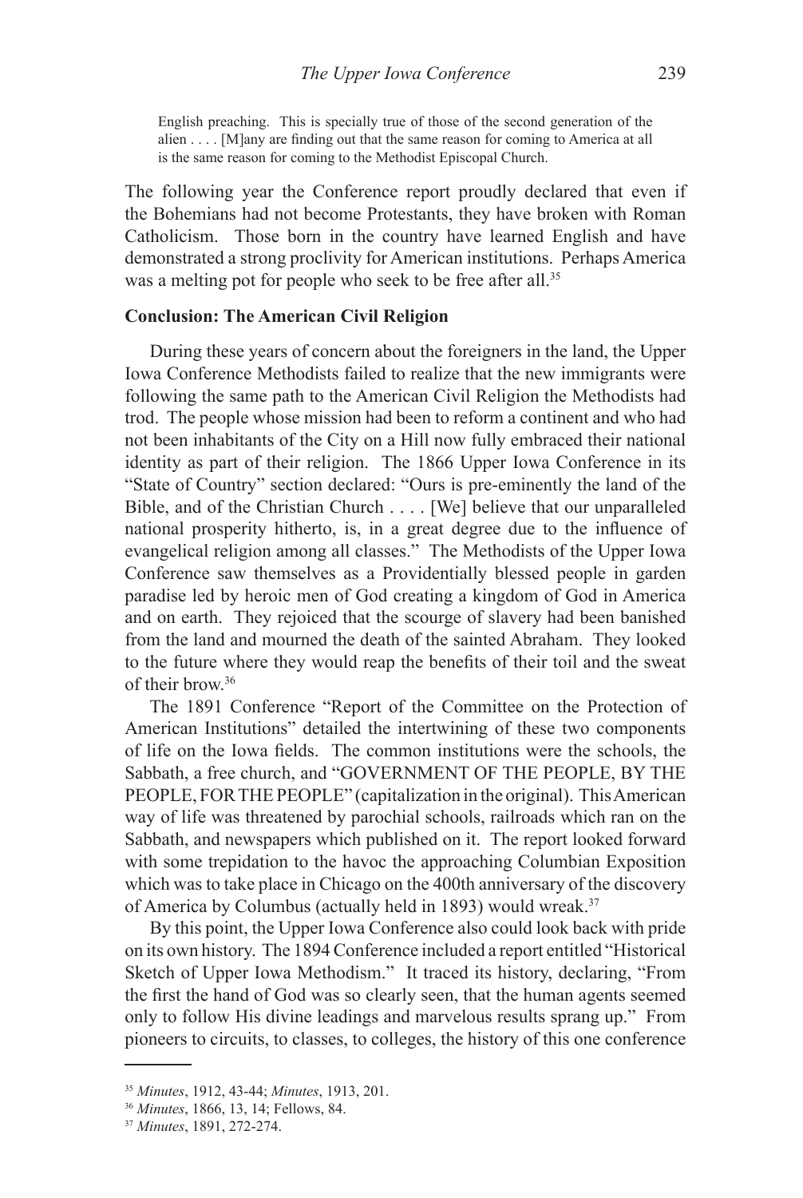> English preaching. This is specially true of those of the second generation of the alien . . . . [M]any are finding out that the same reason for coming to America at all is the same reason for coming to the Methodist Episcopal Church.

The following year the Conference report proudly declared that even if the Bohemians had not become Protestants, they have broken with Roman Catholicism. Those born in the country have learned English and have demonstrated a strong proclivity for American institutions. Perhaps America was a melting pot for people who seek to be free after all.[35]

**Conclusion: The American Civil Religion**

During these years of concern about the foreigners in the land, the Upper Iowa Conference Methodists failed to realize that the new immigrants were following the same path to the American Civil Religion the Methodists had trod. The people whose mission had been to reform a continent and who had not been inhabitants of the City on a Hill now fully embraced their national identity as part of their religion. The 1866 Upper Iowa Conference in its "State of Country" section declared: "Ours is pre-eminently the land of the Bible, and of the Christian Church . . . . [We] believe that our unparalleled national prosperity hitherto, is, in a great degree due to the influence of evangelical religion among all classes." The Methodists of the Upper Iowa Conference saw themselves as a Providentially blessed people in garden paradise led by heroic men of God creating a kingdom of God in America and on earth. They rejoiced that the scourge of slavery had been banished from the land and mourned the death of the sainted Abraham. They looked to the future where they would reap the benefits of their toil and the sweat of their brow.[36]

The 1891 Conference "Report of the Committee on the Protection of American Institutions" detailed the intertwining of these two components of life on the Iowa fields. The common institutions were the schools, the Sabbath, a free church, and "GOVERNMENT OF THE PEOPLE, BY THE PEOPLE, FOR THE PEOPLE" (capitalization in the original). This American way of life was threatened by parochial schools, railroads which ran on the Sabbath, and newspapers which published on it. The report looked forward with some trepidation to the havoc the approaching Columbian Exposition which was to take place in Chicago on the 400th anniversary of the discovery of America by Columbus (actually held in 1893) would wreak.[37]

By this point, the Upper Iowa Conference also could look back with pride on its own history. The 1894 Conference included a report entitled "Historical Sketch of Upper Iowa Methodism." It traced its history, declaring, "From the first the hand of God was so clearly seen, that the human agents seemed only to follow His divine leadings and marvelous results sprang up." From pioneers to circuits, to classes, to colleges, the history of this one conference

---

[35] *Minutes*, 1912, 43-44; *Minutes*, 1913, 201.

[36] *Minutes*, 1866, 13, 14; Fellows, 84.

[37] *Minutes*, 1891, 272-274.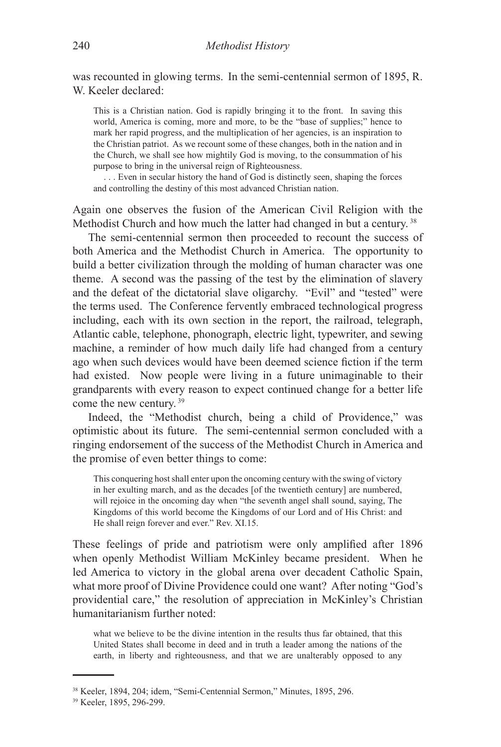was recounted in glowing terms. In the semi-centennial sermon of 1895, R. W. Keeler declared:

> This is a Christian nation. God is rapidly bringing it to the front. In saving this world, America is coming, more and more, to be the "base of supplies;" hence to mark her rapid progress, and the multiplication of her agencies, is an inspiration to the Christian patriot. As we recount some of these changes, both in the nation and in the Church, we shall see how mightily God is moving, to the consummation of his purpose to bring in the universal reign of Righteousness.
>
> . . . Even in secular history the hand of God is distinctly seen, shaping the forces and controlling the destiny of this most advanced Christian nation.

Again one observes the fusion of the American Civil Religion with the Methodist Church and how much the latter had changed in but a century.[38]

The semi-centennial sermon then proceeded to recount the success of both America and the Methodist Church in America. The opportunity to build a better civilization through the molding of human character was one theme. A second was the passing of the test by the elimination of slavery and the defeat of the dictatorial slave oligarchy. "Evil" and "tested" were the terms used. The Conference fervently embraced technological progress including, each with its own section in the report, the railroad, telegraph, Atlantic cable, telephone, phonograph, electric light, typewriter, and sewing machine, a reminder of how much daily life had changed from a century ago when such devices would have been deemed science fiction if the term had existed. Now people were living in a future unimaginable to their grandparents with every reason to expect continued change for a better life come the new century.[39]

Indeed, the "Methodist church, being a child of Providence," was optimistic about its future. The semi-centennial sermon concluded with a ringing endorsement of the success of the Methodist Church in America and the promise of even better things to come:

> This conquering host shall enter upon the oncoming century with the swing of victory in her exulting march, and as the decades [of the twentieth century] are numbered, will rejoice in the oncoming day when "the seventh angel shall sound, saying, The Kingdoms of this world become the Kingdoms of our Lord and of His Christ: and He shall reign forever and ever." Rev. XI.15.

These feelings of pride and patriotism were only amplified after 1896 when openly Methodist William McKinley became president. When he led America to victory in the global arena over decadent Catholic Spain, what more proof of Divine Providence could one want? After noting "God's providential care," the resolution of appreciation in McKinley's Christian humanitarianism further noted:

> what we believe to be the divine intention in the results thus far obtained, that this United States shall become in deed and in truth a leader among the nations of the earth, in liberty and righteousness, and that we are unalterably opposed to any

---

[38] Keeler, 1894, 204; idem, "Semi-Centennial Sermon," Minutes, 1895, 296.

[39] Keeler, 1895, 296-299.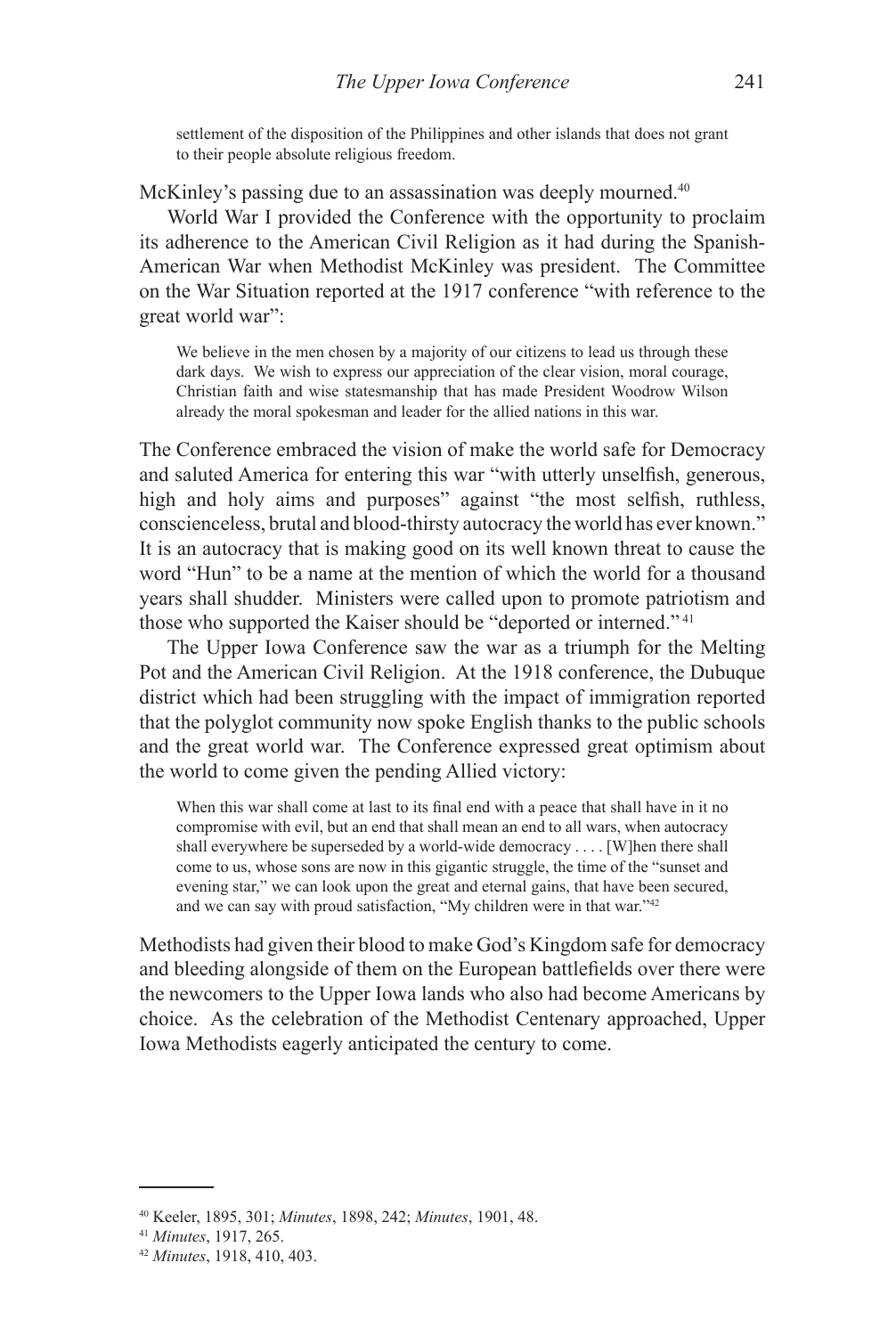> settlement of the disposition of the Philippines and other islands that does not grant to their people absolute religious freedom.

McKinley's passing due to an assassination was deeply mourned.[40]

World War I provided the Conference with the opportunity to proclaim its adherence to the American Civil Religion as it had during the Spanish-American War when Methodist McKinley was president. The Committee on the War Situation reported at the 1917 conference "with reference to the great world war":

> We believe in the men chosen by a majority of our citizens to lead us through these dark days. We wish to express our appreciation of the clear vision, moral courage, Christian faith and wise statesmanship that has made President Woodrow Wilson already the moral spokesman and leader for the allied nations in this war.

The Conference embraced the vision of make the world safe for Democracy and saluted America for entering this war "with utterly unselfish, generous, high and holy aims and purposes" against "the most selfish, ruthless, conscienceless, brutal and blood-thirsty autocracy the world has ever known." It is an autocracy that is making good on its well known threat to cause the word "Hun" to be a name at the mention of which the world for a thousand years shall shudder. Ministers were called upon to promote patriotism and those who supported the Kaiser should be "deported or interned."[41]

The Upper Iowa Conference saw the war as a triumph for the Melting Pot and the American Civil Religion. At the 1918 conference, the Dubuque district which had been struggling with the impact of immigration reported that the polyglot community now spoke English thanks to the public schools and the great world war. The Conference expressed great optimism about the world to come given the pending Allied victory:

> When this war shall come at last to its final end with a peace that shall have in it no compromise with evil, but an end that shall mean an end to all wars, when autocracy shall everywhere be superseded by a world-wide democracy . . . . [W]hen there shall come to us, whose sons are now in this gigantic struggle, the time of the "sunset and evening star," we can look upon the great and eternal gains, that have been secured, and we can say with proud satisfaction, "My children were in that war."[42]

Methodists had given their blood to make God's Kingdom safe for democracy and bleeding alongside of them on the European battlefields over there were the newcomers to the Upper Iowa lands who also had become Americans by choice. As the celebration of the Methodist Centenary approached, Upper Iowa Methodists eagerly anticipated the century to come.

---

[40] Keeler, 1895, 301; *Minutes*, 1898, 242; *Minutes*, 1901, 48.

[41] *Minutes*, 1917, 265.

[42] *Minutes*, 1918, 410, 403.